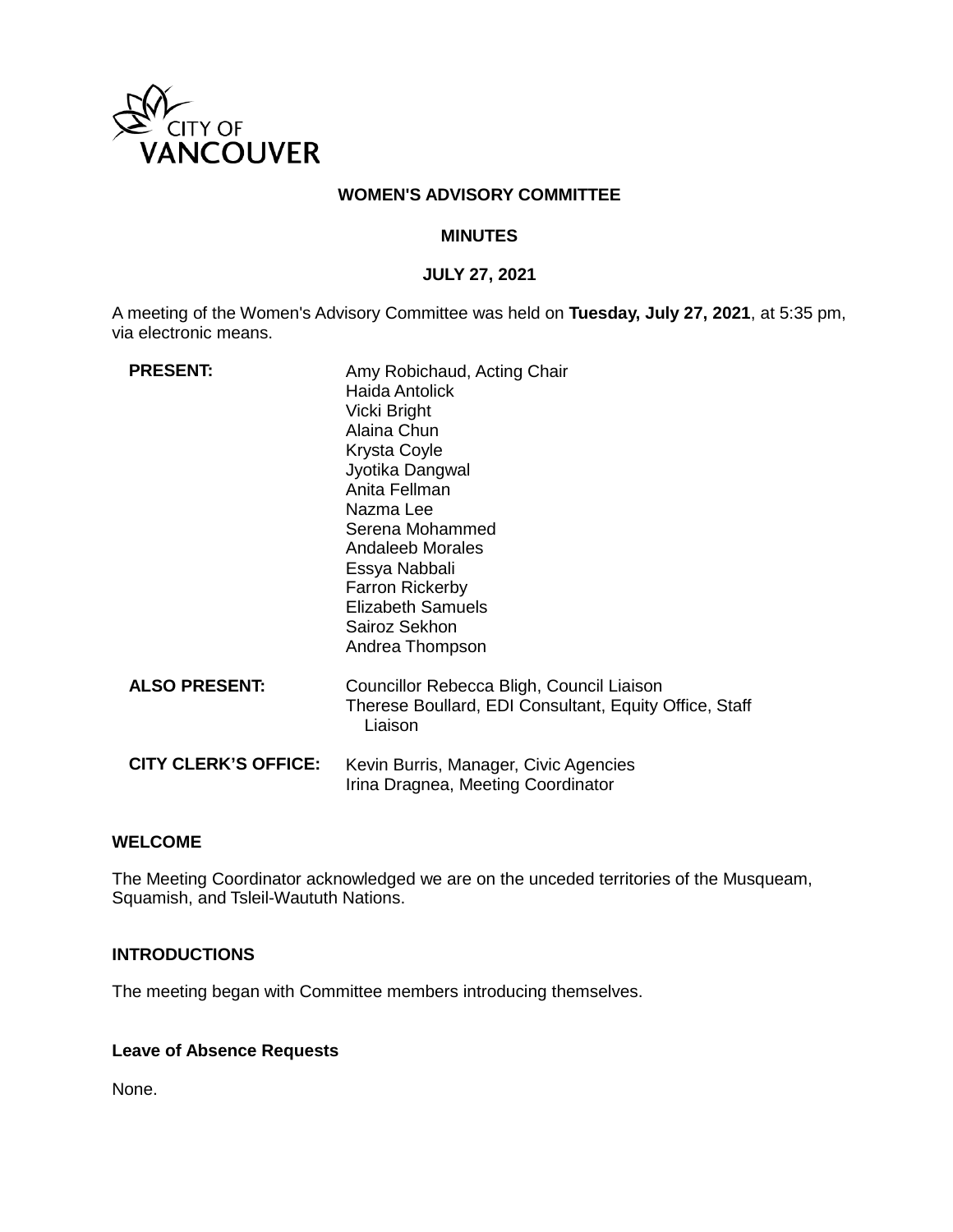CITY OF VANCOUVER

# WOMEN'S ADVISORY COMMITTEE

## MINUTES

## JULY 27, 2021

A meeting of the Women's Advisory Committee was held on **Tuesday, July 27, 2021**, at 5:35 pm, via electronic means.

| | |
|---|---|
| **PRESENT:** | Amy Robichaud, Acting Chair<br>Haida Antolick<br>Vicki Bright<br>Alaina Chun<br>Krysta Coyle<br>Jyotika Dangwal<br>Anita Fellman<br>Nazma Lee<br>Serena Mohammed<br>Andaleeb Morales<br>Essya Nabbali<br>Farron Rickerby<br>Elizabeth Samuels<br>Sairoz Sekhon<br>Andrea Thompson |
| **ALSO PRESENT:** | Councillor Rebecca Bligh, Council Liaison<br>Therese Boullard, EDI Consultant, Equity Office, Staff Liaison |
| **CITY CLERK'S OFFICE:** | Kevin Burris, Manager, Civic Agencies<br>Irina Dragnea, Meeting Coordinator |

### WELCOME

The Meeting Coordinator acknowledged we are on the unceded territories of the Musqueam, Squamish, and Tsleil-Waututh Nations.

### INTRODUCTIONS

The meeting began with Committee members introducing themselves.

### Leave of Absence Requests

None.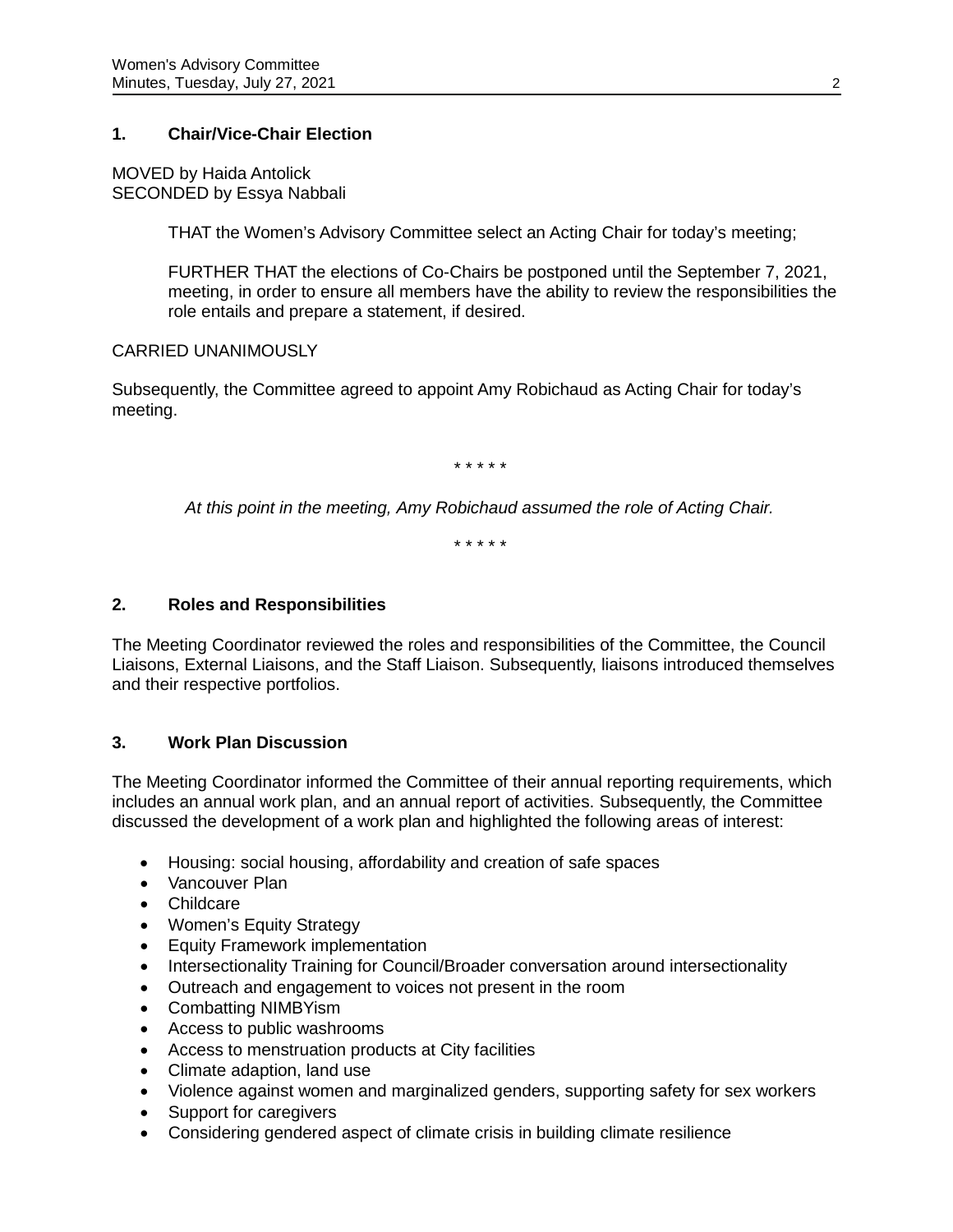## 1. Chair/Vice-Chair Election

MOVED by Haida Antolick
SECONDED by Essya Nabbali

> THAT the Women's Advisory Committee select an Acting Chair for today's meeting;
>
> FURTHER THAT the elections of Co-Chairs be postponed until the September 7, 2021, meeting, in order to ensure all members have the ability to review the responsibilities the role entails and prepare a statement, if desired.

CARRIED UNANIMOUSLY

Subsequently, the Committee agreed to appoint Amy Robichaud as Acting Chair for today's meeting.

\* \* \* \* \*

*At this point in the meeting, Amy Robichaud assumed the role of Acting Chair.*

\* \* \* \* \*

## 2. Roles and Responsibilities

The Meeting Coordinator reviewed the roles and responsibilities of the Committee, the Council Liaisons, External Liaisons, and the Staff Liaison. Subsequently, liaisons introduced themselves and their respective portfolios.

## 3. Work Plan Discussion

The Meeting Coordinator informed the Committee of their annual reporting requirements, which includes an annual work plan, and an annual report of activities. Subsequently, the Committee discussed the development of a work plan and highlighted the following areas of interest:

- Housing: social housing, affordability and creation of safe spaces
- Vancouver Plan
- Childcare
- Women's Equity Strategy
- Equity Framework implementation
- Intersectionality Training for Council/Broader conversation around intersectionality
- Outreach and engagement to voices not present in the room
- Combatting NIMBYism
- Access to public washrooms
- Access to menstruation products at City facilities
- Climate adaption, land use
- Violence against women and marginalized genders, supporting safety for sex workers
- Support for caregivers
- Considering gendered aspect of climate crisis in building climate resilience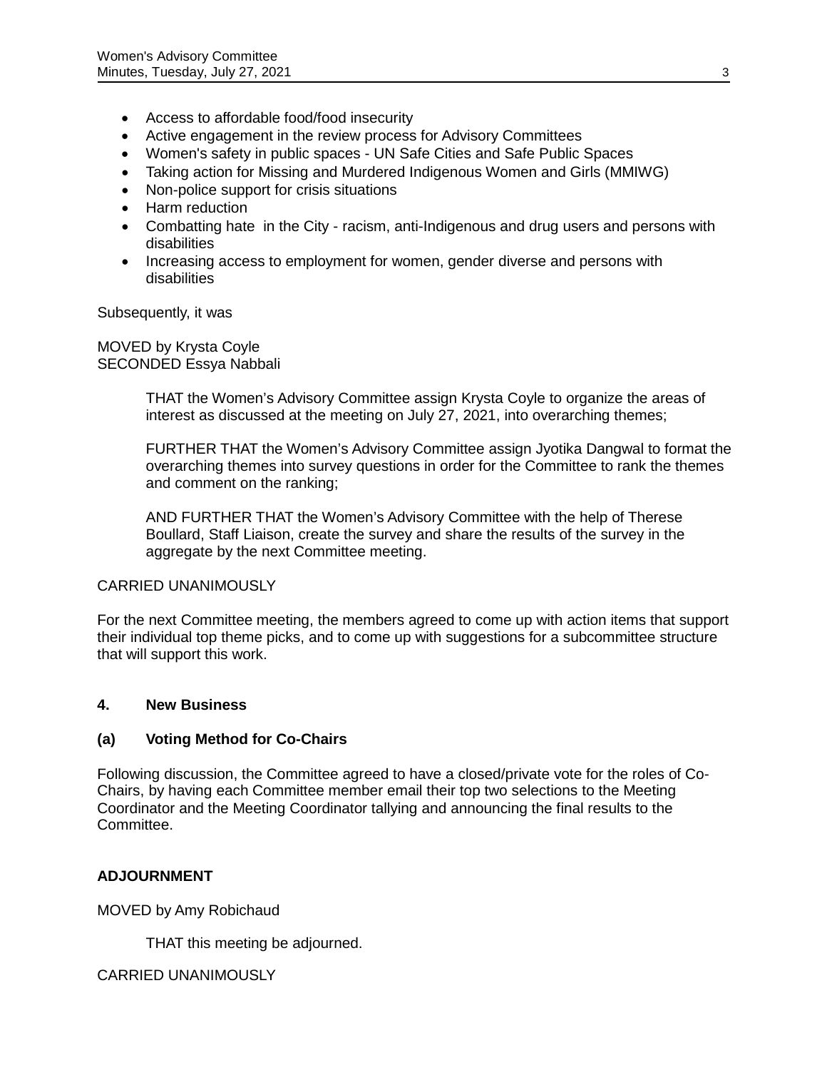- Access to affordable food/food insecurity
- Active engagement in the review process for Advisory Committees
- Women's safety in public spaces - UN Safe Cities and Safe Public Spaces
- Taking action for Missing and Murdered Indigenous Women and Girls (MMIWG)
- Non-police support for crisis situations
- Harm reduction
- Combatting hate in the City - racism, anti-Indigenous and drug users and persons with disabilities
- Increasing access to employment for women, gender diverse and persons with disabilities

Subsequently, it was

MOVED by Krysta Coyle
SECONDED Essya Nabbali

> THAT the Women's Advisory Committee assign Krysta Coyle to organize the areas of interest as discussed at the meeting on July 27, 2021, into overarching themes;
>
> FURTHER THAT the Women's Advisory Committee assign Jyotika Dangwal to format the overarching themes into survey questions in order for the Committee to rank the themes and comment on the ranking;
>
> AND FURTHER THAT the Women's Advisory Committee with the help of Therese Boullard, Staff Liaison, create the survey and share the results of the survey in the aggregate by the next Committee meeting.

CARRIED UNANIMOUSLY

For the next Committee meeting, the members agreed to come up with action items that support their individual top theme picks, and to come up with suggestions for a subcommittee structure that will support this work.

## 4. New Business

### (a) Voting Method for Co-Chairs

Following discussion, the Committee agreed to have a closed/private vote for the roles of Co-Chairs, by having each Committee member email their top two selections to the Meeting Coordinator and the Meeting Coordinator tallying and announcing the final results to the Committee.

## ADJOURNMENT

MOVED by Amy Robichaud

> THAT this meeting be adjourned.

CARRIED UNANIMOUSLY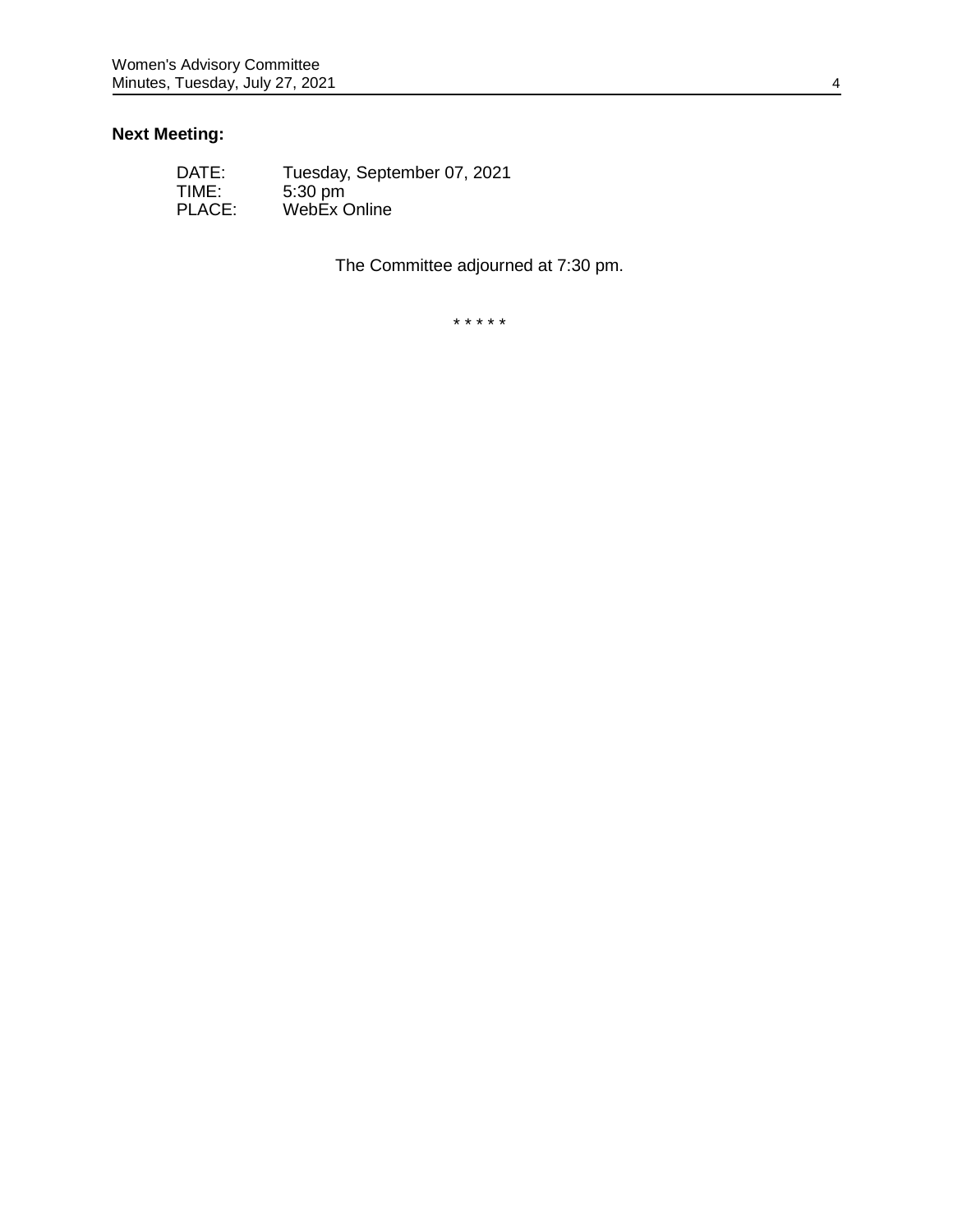**Next Meeting:**

| | |
|---|---|
| DATE: | Tuesday, September 07, 2021 |
| TIME: | 5:30 pm |
| PLACE: | WebEx Online |

The Committee adjourned at 7:30 pm.

\* \* \* \* \*